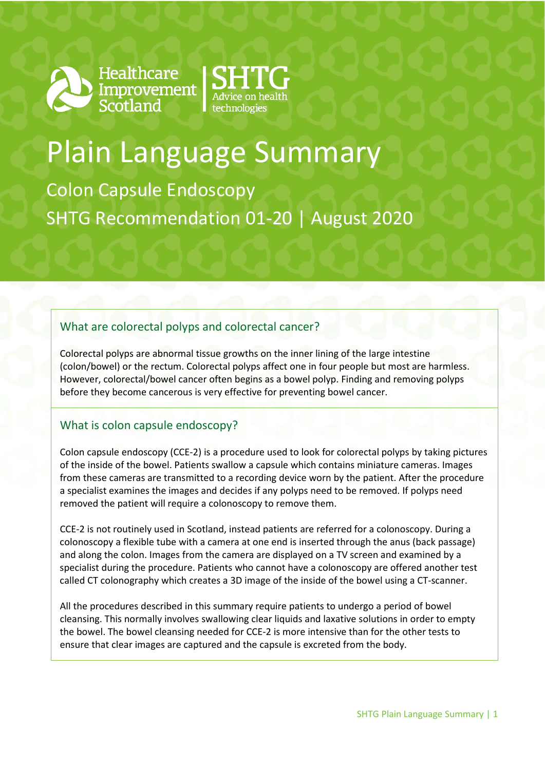Healthcare Improvement Scotland | SHTG Advice on health technologies

# Plain Language Summary

## Colon Capsule Endoscopy

## SHTG Recommendation 01-20 | August 2020

### What are colorectal polyps and colorectal cancer?

Colorectal polyps are abnormal tissue growths on the inner lining of the large intestine (colon/bowel) or the rectum. Colorectal polyps affect one in four people but most are harmless. However, colorectal/bowel cancer often begins as a bowel polyp. Finding and removing polyps before they become cancerous is very effective for preventing bowel cancer.

### What is colon capsule endoscopy?

Colon capsule endoscopy (CCE-2) is a procedure used to look for colorectal polyps by taking pictures of the inside of the bowel. Patients swallow a capsule which contains miniature cameras. Images from these cameras are transmitted to a recording device worn by the patient. After the procedure a specialist examines the images and decides if any polyps need to be removed. If polyps need removed the patient will require a colonoscopy to remove them.

CCE-2 is not routinely used in Scotland, instead patients are referred for a colonoscopy. During a colonoscopy a flexible tube with a camera at one end is inserted through the anus (back passage) and along the colon. Images from the camera are displayed on a TV screen and examined by a specialist during the procedure. Patients who cannot have a colonoscopy are offered another test called CT colonography which creates a 3D image of the inside of the bowel using a CT-scanner.

All the procedures described in this summary require patients to undergo a period of bowel cleansing. This normally involves swallowing clear liquids and laxative solutions in order to empty the bowel. The bowel cleansing needed for CCE-2 is more intensive than for the other tests to ensure that clear images are captured and the capsule is excreted from the body.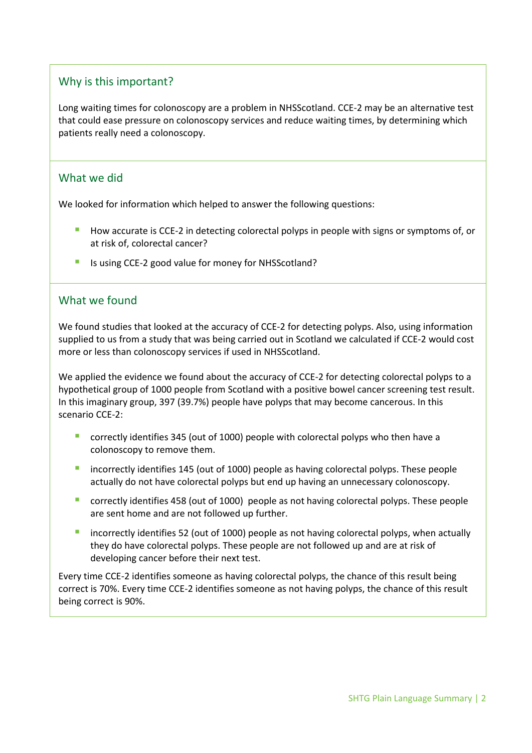## Why is this important?

Long waiting times for colonoscopy are a problem in NHSScotland. CCE-2 may be an alternative test that could ease pressure on colonoscopy services and reduce waiting times, by determining which patients really need a colonoscopy.

## What we did

We looked for information which helped to answer the following questions:

- How accurate is CCE-2 in detecting colorectal polyps in people with signs or symptoms of, or at risk of, colorectal cancer?
- Is using CCE-2 good value for money for NHSScotland?

## What we found

We found studies that looked at the accuracy of CCE-2 for detecting polyps. Also, using information supplied to us from a study that was being carried out in Scotland we calculated if CCE-2 would cost more or less than colonoscopy services if used in NHSScotland.

We applied the evidence we found about the accuracy of CCE-2 for detecting colorectal polyps to a hypothetical group of 1000 people from Scotland with a positive bowel cancer screening test result. In this imaginary group, 397 (39.7%) people have polyps that may become cancerous. In this scenario CCE-2:

- correctly identifies 345 (out of 1000) people with colorectal polyps who then have a colonoscopy to remove them.
- incorrectly identifies 145 (out of 1000) people as having colorectal polyps. These people actually do not have colorectal polyps but end up having an unnecessary colonoscopy.
- correctly identifies 458 (out of 1000) people as not having colorectal polyps. These people are sent home and are not followed up further.
- incorrectly identifies 52 (out of 1000) people as not having colorectal polyps, when actually they do have colorectal polyps. These people are not followed up and are at risk of developing cancer before their next test.

Every time CCE-2 identifies someone as having colorectal polyps, the chance of this result being correct is 70%. Every time CCE-2 identifies someone as not having polyps, the chance of this result being correct is 90%.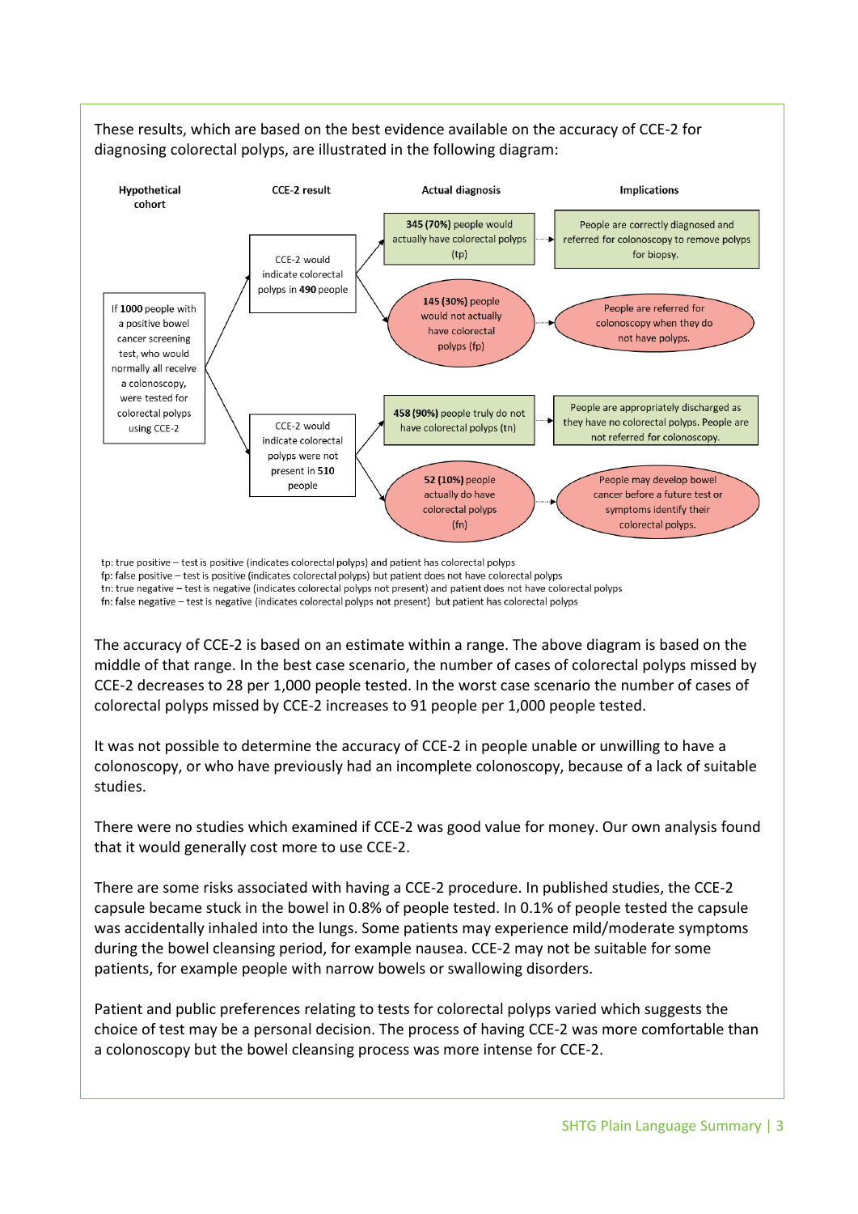These results, which are based on the best evidence available on the accuracy of CCE-2 for diagnosing colorectal polyps, are illustrated in the following diagram:

| Hypothetical cohort | CCE-2 result | Actual diagnosis | Implications |
|---|---|---|---|
| If **1000** people with a positive bowel cancer screening test, who would normally all receive a colonoscopy, were tested for colorectal polyps using CCE-2 | CCE-2 would indicate colorectal polyps in **490** people | **345 (70%)** people would actually have colorectal polyps (tp) | People are correctly diagnosed and referred for colonoscopy to remove polyps for biopsy. |
| | | **145 (30%)** people would not actually have colorectal polyps (fp) | People are referred for colonoscopy when they do not have polyps. |
| | CCE-2 would indicate colorectal polyps were not present in **510** people | **458 (90%)** people truly do not have colorectal polyps (tn) | People are appropriately discharged as they have no colorectal polyps. People are not referred for colonoscopy. |
| | | **52 (10%)** people actually do have colorectal polyps (fn) | People may develop bowel cancer before a future test or symptoms identify their colorectal polyps. |

tp: true positive – test is positive (indicates colorectal polyps) and patient has colorectal polyps
fp: false positive – test is positive (indicates colorectal polyps) but patient does not have colorectal polyps
tn: true negative – test is negative (indicates colorectal polyps not present) and patient does not have colorectal polyps
fn: false negative – test is negative (indicates colorectal polyps not present) but patient has colorectal polyps

The accuracy of CCE-2 is based on an estimate within a range. The above diagram is based on the middle of that range. In the best case scenario, the number of cases of colorectal polyps missed by CCE-2 decreases to 28 per 1,000 people tested. In the worst case scenario the number of cases of colorectal polyps missed by CCE-2 increases to 91 people per 1,000 people tested.

It was not possible to determine the accuracy of CCE-2 in people unable or unwilling to have a colonoscopy, or who have previously had an incomplete colonoscopy, because of a lack of suitable studies.

There were no studies which examined if CCE-2 was good value for money. Our own analysis found that it would generally cost more to use CCE-2.

There are some risks associated with having a CCE-2 procedure. In published studies, the CCE-2 capsule became stuck in the bowel in 0.8% of people tested. In 0.1% of people tested the capsule was accidentally inhaled into the lungs. Some patients may experience mild/moderate symptoms during the bowel cleansing period, for example nausea. CCE-2 may not be suitable for some patients, for example people with narrow bowels or swallowing disorders.

Patient and public preferences relating to tests for colorectal polyps varied which suggests the choice of test may be a personal decision. The process of having CCE-2 was more comfortable than a colonoscopy but the bowel cleansing process was more intense for CCE-2.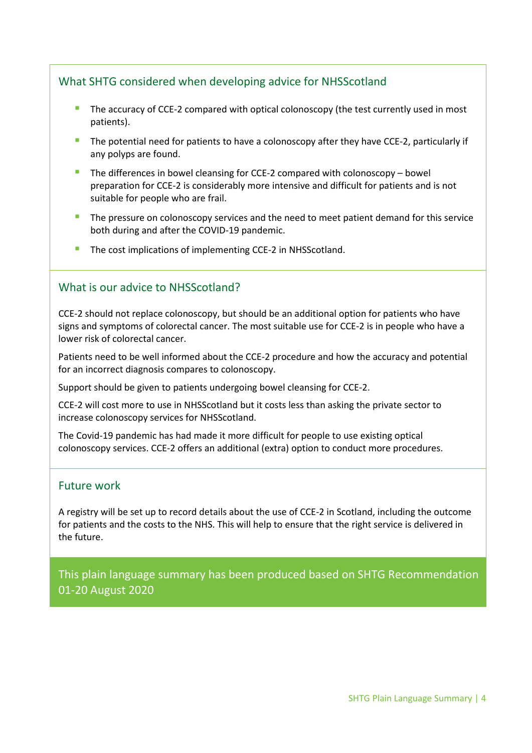## What SHTG considered when developing advice for NHSScotland

- The accuracy of CCE-2 compared with optical colonoscopy (the test currently used in most patients).
- The potential need for patients to have a colonoscopy after they have CCE-2, particularly if any polyps are found.
- The differences in bowel cleansing for CCE-2 compared with colonoscopy – bowel preparation for CCE-2 is considerably more intensive and difficult for patients and is not suitable for people who are frail.
- The pressure on colonoscopy services and the need to meet patient demand for this service both during and after the COVID-19 pandemic.
- The cost implications of implementing CCE-2 in NHSScotland.

## What is our advice to NHSScotland?

CCE-2 should not replace colonoscopy, but should be an additional option for patients who have signs and symptoms of colorectal cancer. The most suitable use for CCE-2 is in people who have a lower risk of colorectal cancer.

Patients need to be well informed about the CCE-2 procedure and how the accuracy and potential for an incorrect diagnosis compares to colonoscopy.

Support should be given to patients undergoing bowel cleansing for CCE-2.

CCE-2 will cost more to use in NHSScotland but it costs less than asking the private sector to increase colonoscopy services for NHSScotland.

The Covid-19 pandemic has had made it more difficult for people to use existing optical colonoscopy services. CCE-2 offers an additional (extra) option to conduct more procedures.

## Future work

A registry will be set up to record details about the use of CCE-2 in Scotland, including the outcome for patients and the costs to the NHS. This will help to ensure that the right service is delivered in the future.

This plain language summary has been produced based on SHTG Recommendation 01-20 August 2020